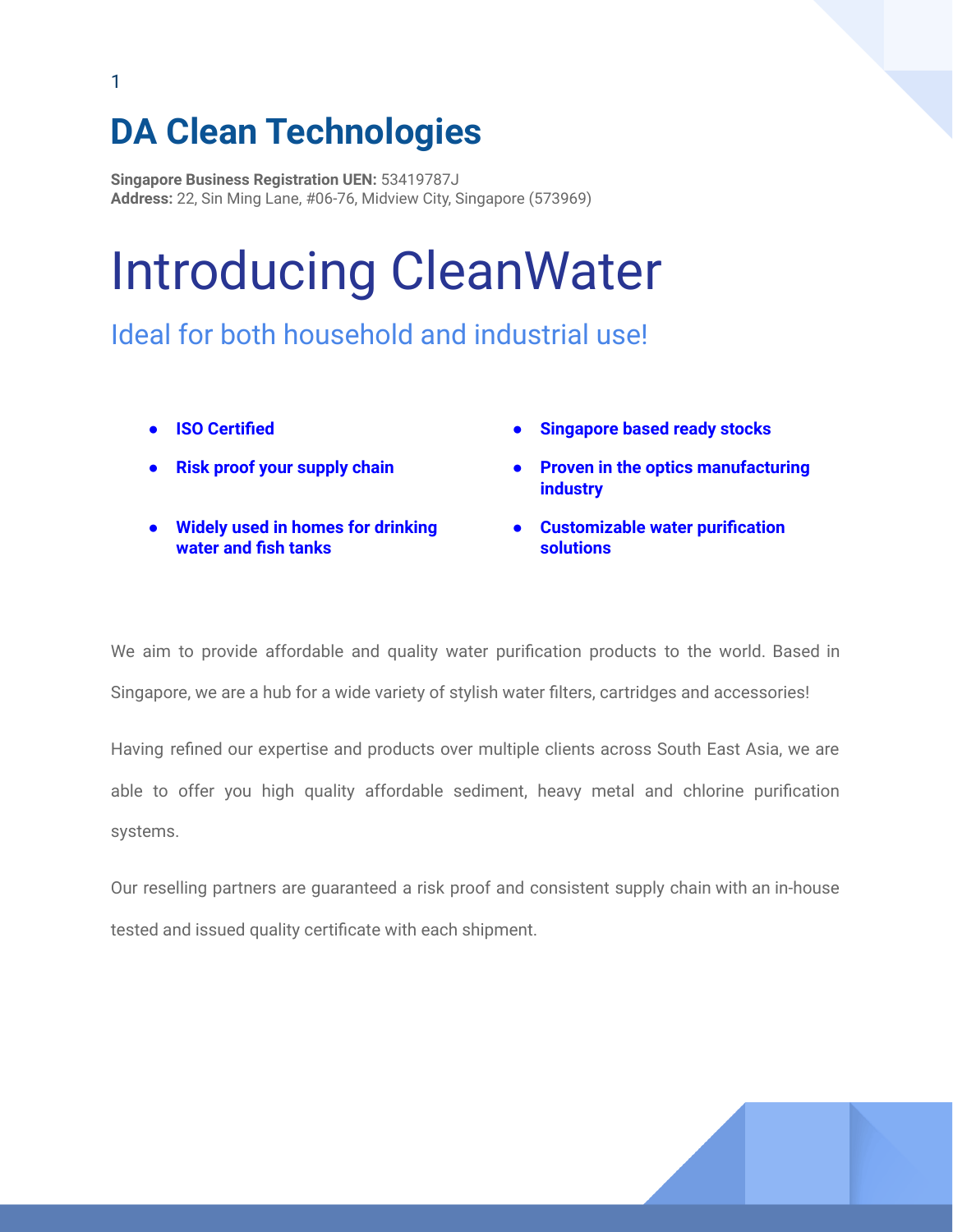# DA Clean Technologies

**Singapore Business Registration UEN:** 53419787J
**Address:** 22, Sin Ming Lane, #06-76, Midview City, Singapore (573969)

# Introducing CleanWater

## Ideal for both household and industrial use!

- **ISO Certified**
- **Risk proof your supply chain**
- **Widely used in homes for drinking water and fish tanks**
- **Singapore based ready stocks**
- **Proven in the optics manufacturing industry**
- **Customizable water purification solutions**

We aim to provide affordable and quality water purification products to the world. Based in Singapore, we are a hub for a wide variety of stylish water filters, cartridges and accessories!

Having refined our expertise and products over multiple clients across South East Asia, we are able to offer you high quality affordable sediment, heavy metal and chlorine purification systems.

Our reselling partners are guaranteed a risk proof and consistent supply chain with an in-house tested and issued quality certificate with each shipment.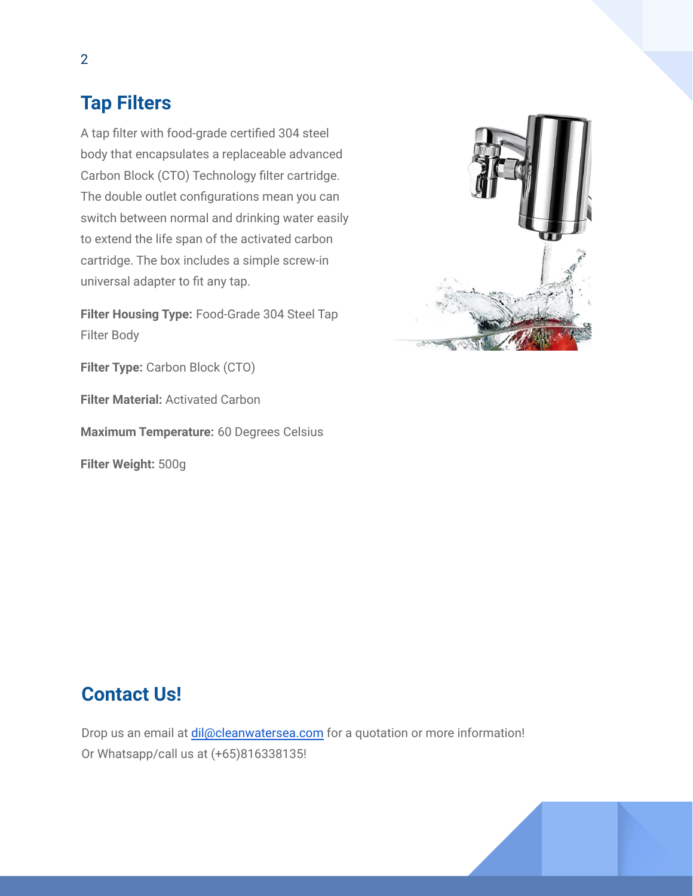## Tap Filters

A tap filter with food-grade certified 304 steel body that encapsulates a replaceable advanced Carbon Block (CTO) Technology filter cartridge. The double outlet configurations mean you can switch between normal and drinking water easily to extend the life span of the activated carbon cartridge. The box includes a simple screw-in universal adapter to fit any tap.

**Filter Housing Type:** Food-Grade 304 Steel Tap Filter Body

**Filter Type:** Carbon Block (CTO)

**Filter Material:** Activated Carbon

**Maximum Temperature:** 60 Degrees Celsius

**Filter Weight:** 500g

## Contact Us!

Drop us an email at dil@cleanwatersea.com for a quotation or more information!
Or Whatsapp/call us at (+65)816338135!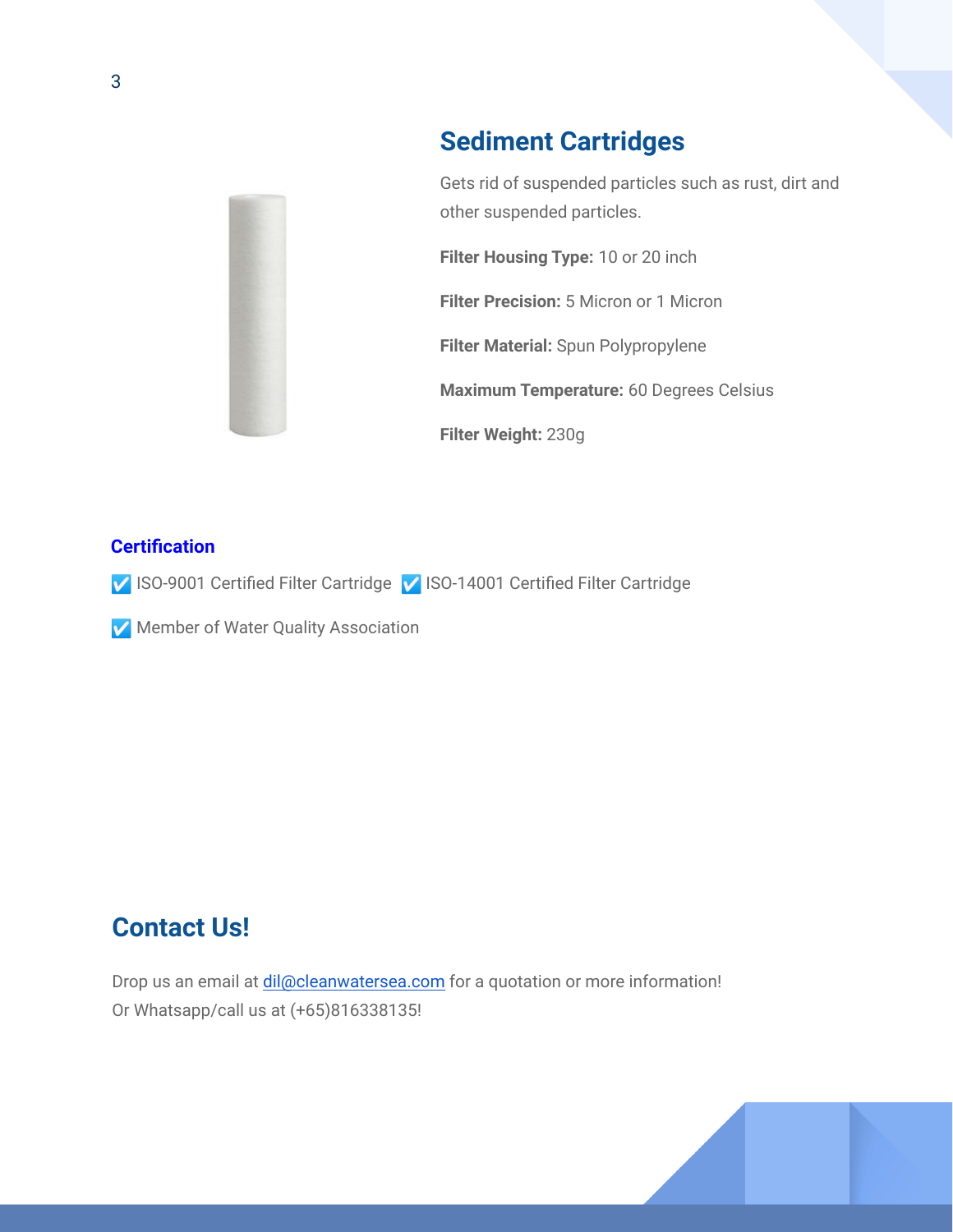## Sediment Cartridges

Gets rid of suspended particles such as rust, dirt and other suspended particles.

**Filter Housing Type:** 10 or 20 inch

**Filter Precision:** 5 Micron or 1 Micron

**Filter Material:** Spun Polypropylene

**Maximum Temperature:** 60 Degrees Celsius

**Filter Weight:** 230g

### Certification

☑️ ISO-9001 Certified Filter Cartridge ☑️ ISO-14001 Certified Filter Cartridge

☑️ Member of Water Quality Association

## Contact Us!

Drop us an email at dil@cleanwatersea.com for a quotation or more information!
Or Whatsapp/call us at (+65)816338135!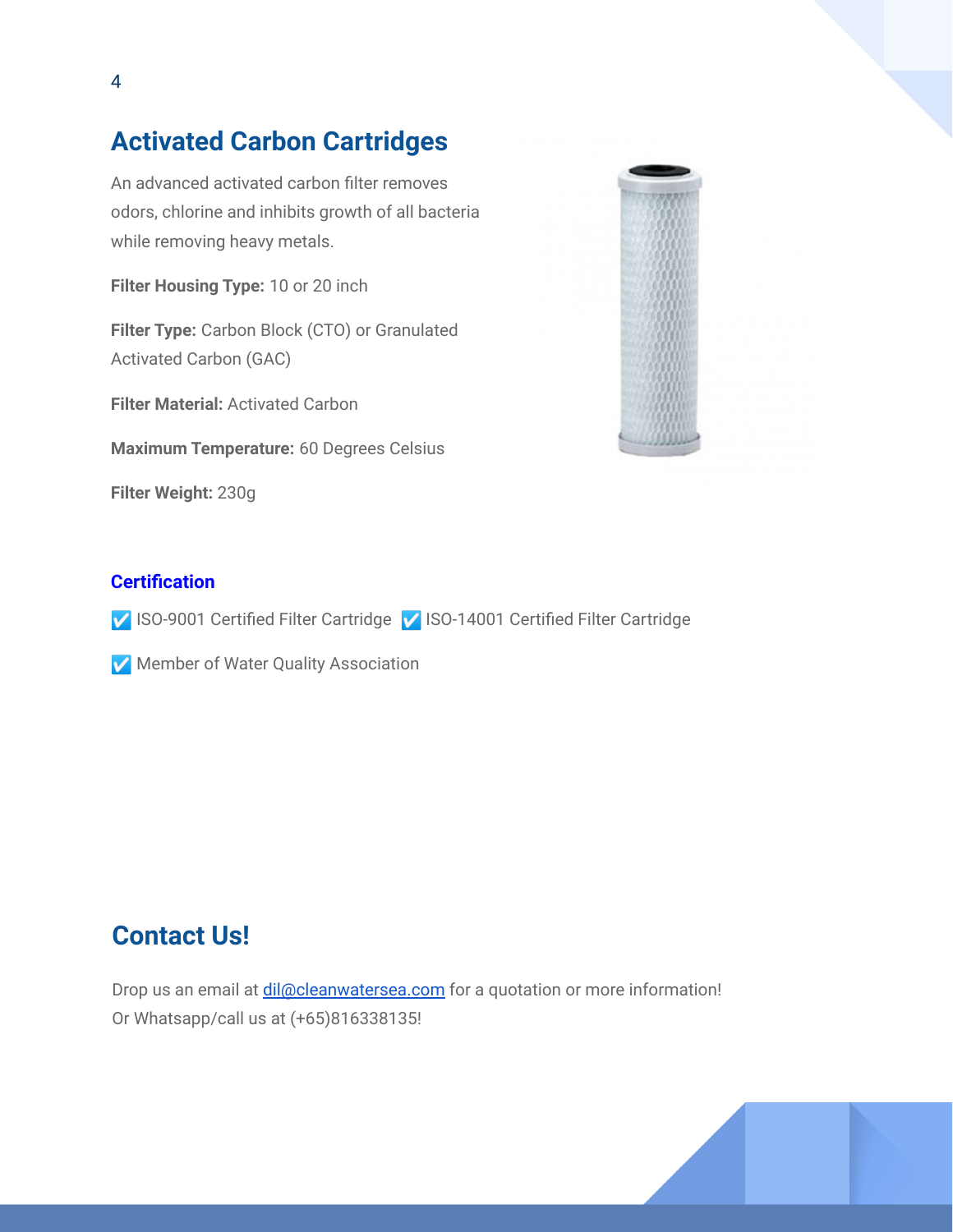## Activated Carbon Cartridges

An advanced activated carbon filter removes odors, chlorine and inhibits growth of all bacteria while removing heavy metals.

**Filter Housing Type:** 10 or 20 inch

**Filter Type:** Carbon Block (CTO) or Granulated Activated Carbon (GAC)

**Filter Material:** Activated Carbon

**Maximum Temperature:** 60 Degrees Celsius

**Filter Weight:** 230g

### Certification

☑️ ISO-9001 Certified Filter Cartridge ☑️ ISO-14001 Certified Filter Cartridge

☑️ Member of Water Quality Association

## Contact Us!

Drop us an email at dil@cleanwatersea.com for a quotation or more information!
Or Whatsapp/call us at (+65)816338135!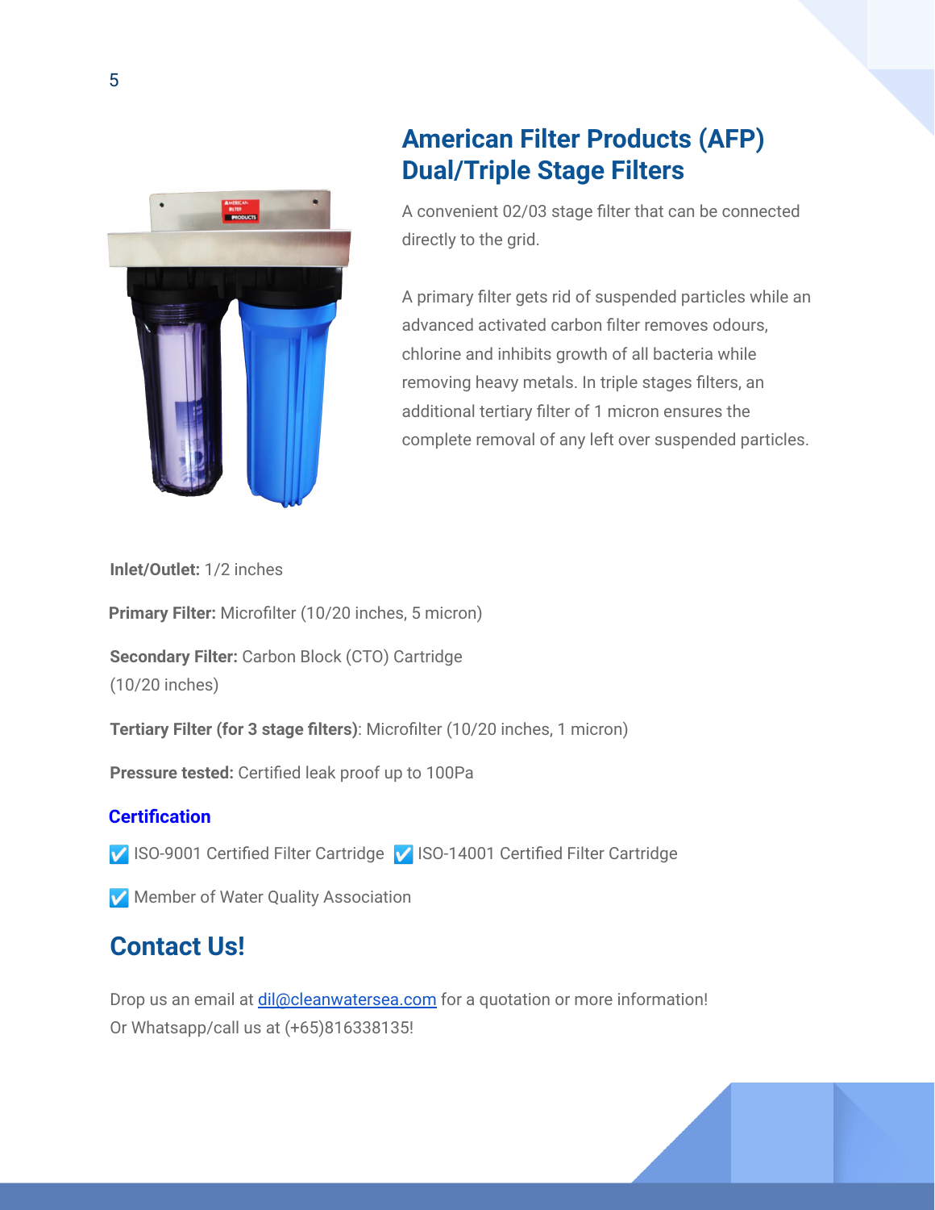## American Filter Products (AFP) Dual/Triple Stage Filters

A convenient 02/03 stage filter that can be connected directly to the grid.

A primary filter gets rid of suspended particles while an advanced activated carbon filter removes odours, chlorine and inhibits growth of all bacteria while removing heavy metals. In triple stages filters, an additional tertiary filter of 1 micron ensures the complete removal of any left over suspended particles.

**Inlet/Outlet:** 1/2 inches

**Primary Filter:** Microfilter (10/20 inches, 5 micron)

**Secondary Filter:** Carbon Block (CTO) Cartridge (10/20 inches)

**Tertiary Filter (for 3 stage filters)**: Microfilter (10/20 inches, 1 micron)

**Pressure tested:** Certified leak proof up to 100Pa

### Certification

☑️ ISO-9001 Certified Filter Cartridge ☑️ ISO-14001 Certified Filter Cartridge

☑️ Member of Water Quality Association

## Contact Us!

Drop us an email at dil@cleanwatersea.com for a quotation or more information!
Or Whatsapp/call us at (+65)816338135!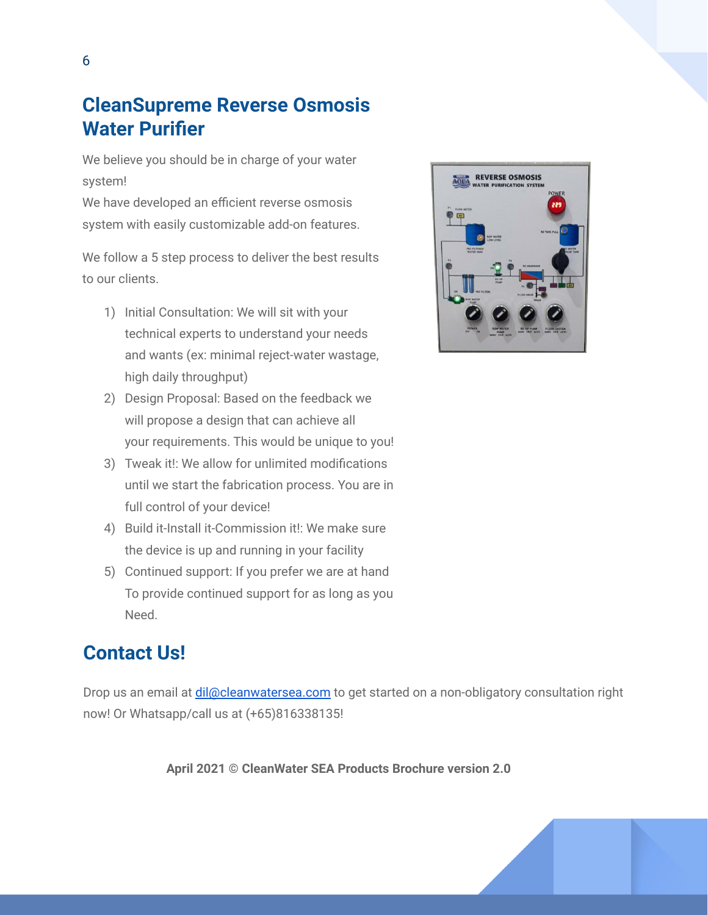## CleanSupreme Reverse Osmosis Water Purifier

We believe you should be in charge of your water system!
We have developed an efficient reverse osmosis system with easily customizable add-on features.

We follow a 5 step process to deliver the best results to our clients.

1) Initial Consultation: We will sit with your technical experts to understand your needs and wants (ex: minimal reject-water wastage, high daily throughput)
2) Design Proposal: Based on the feedback we will propose a design that can achieve all your requirements. This would be unique to you!
3) Tweak it!: We allow for unlimited modifications until we start the fabrication process. You are in full control of your device!
4) Build it-Install it-Commission it!: We make sure the device is up and running in your facility
5) Continued support: If you prefer we are at hand To provide continued support for as long as you Need.

## Contact Us!

Drop us an email at [dil@cleanwatersea.com](mailto:dil@cleanwatersea.com) to get started on a non-obligatory consultation right now! Or Whatsapp/call us at (+65)816338135!

**April 2021 © CleanWater SEA Products Brochure version 2.0**